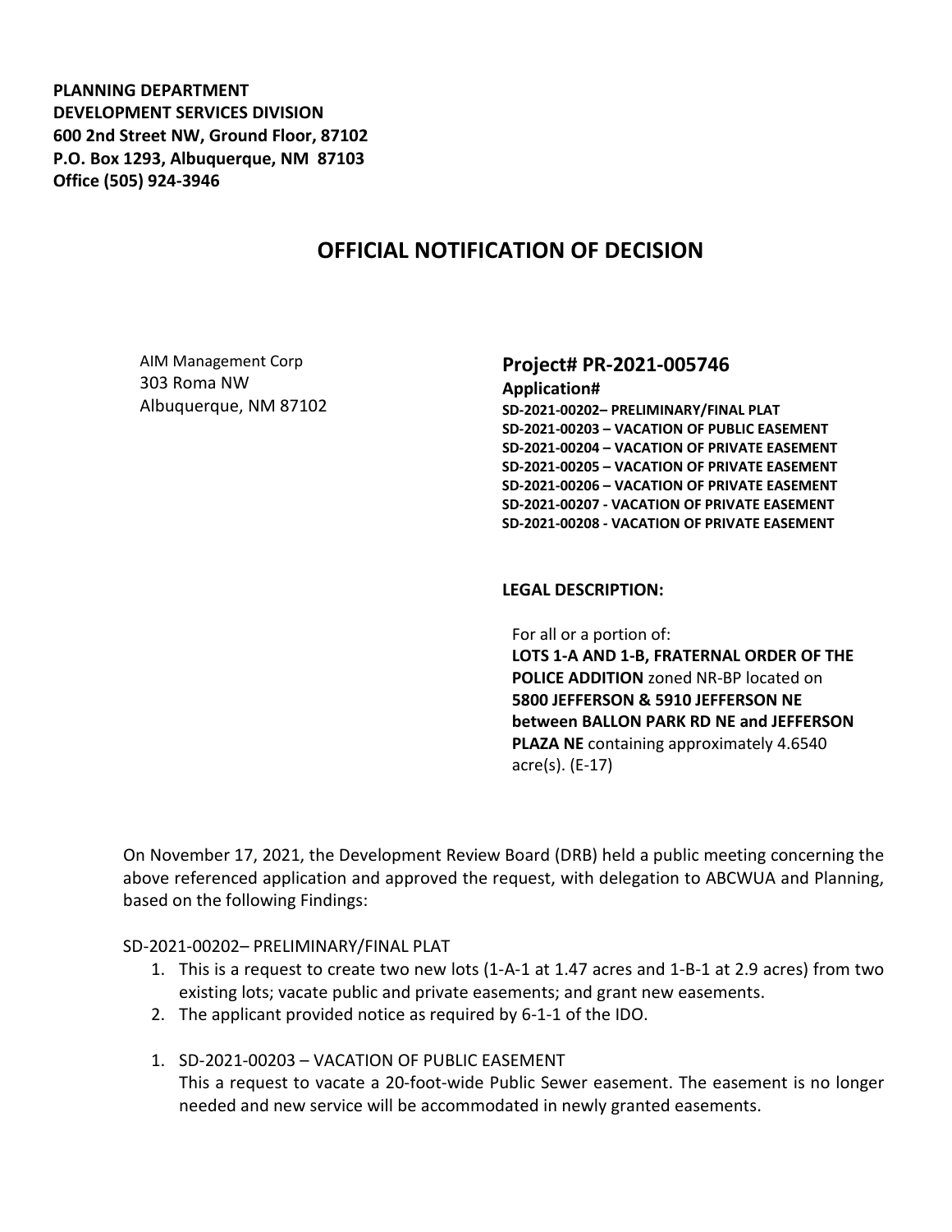**PLANNING DEPARTMENT**
**DEVELOPMENT SERVICES DIVISION**
**600 2nd Street NW, Ground Floor, 87102**
**P.O. Box 1293, Albuquerque, NM 87103**
**Office (505) 924-3946**

# OFFICIAL NOTIFICATION OF DECISION

AIM Management Corp
303 Roma NW
Albuquerque, NM 87102

## Project# PR-2021-005746

**Application#**
**SD-2021-00202– PRELIMINARY/FINAL PLAT**
**SD-2021-00203 – VACATION OF PUBLIC EASEMENT**
**SD-2021-00204 – VACATION OF PRIVATE EASEMENT**
**SD-2021-00205 – VACATION OF PRIVATE EASEMENT**
**SD-2021-00206 – VACATION OF PRIVATE EASEMENT**
**SD-2021-00207 - VACATION OF PRIVATE EASEMENT**
**SD-2021-00208 - VACATION OF PRIVATE EASEMENT**

**LEGAL DESCRIPTION:**

For all or a portion of:
**LOTS 1-A AND 1-B, FRATERNAL ORDER OF THE POLICE ADDITION** zoned NR-BP located on **5800 JEFFERSON & 5910 JEFFERSON NE between BALLON PARK RD NE and JEFFERSON PLAZA NE** containing approximately 4.6540 acre(s). (E-17)

On November 17, 2021, the Development Review Board (DRB) held a public meeting concerning the above referenced application and approved the request, with delegation to ABCWUA and Planning, based on the following Findings:

SD-2021-00202– PRELIMINARY/FINAL PLAT

1. This is a request to create two new lots (1-A-1 at 1.47 acres and 1-B-1 at 2.9 acres) from two existing lots; vacate public and private easements; and grant new easements.
2. The applicant provided notice as required by 6-1-1 of the IDO.

1. SD-2021-00203 – VACATION OF PUBLIC EASEMENT
   This a request to vacate a 20-foot-wide Public Sewer easement. The easement is no longer needed and new service will be accommodated in newly granted easements.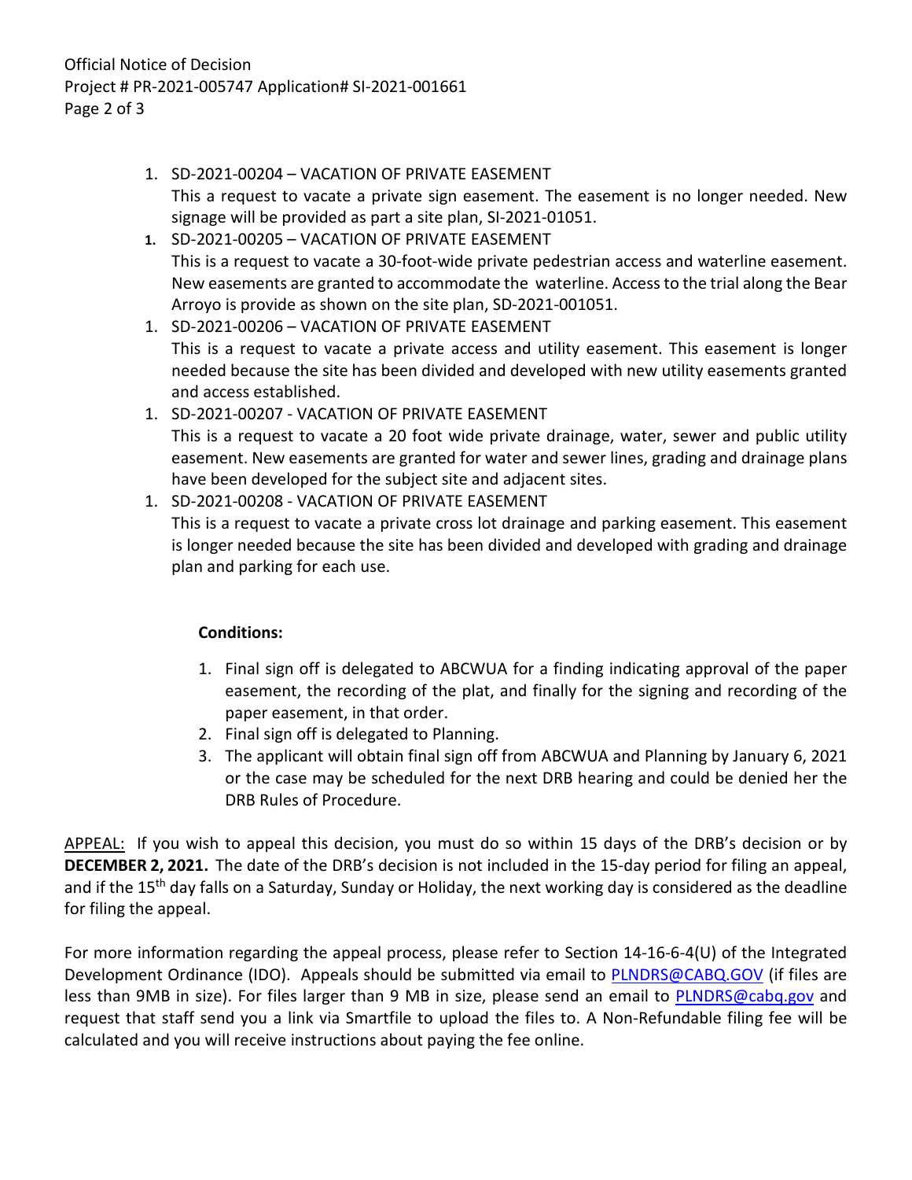1. SD-2021-00204 – VACATION OF PRIVATE EASEMENT
   This a request to vacate a private sign easement. The easement is no longer needed. New signage will be provided as part a site plan, SI-2021-01051.
1. SD-2021-00205 – VACATION OF PRIVATE EASEMENT
   This is a request to vacate a 30-foot-wide private pedestrian access and waterline easement. New easements are granted to accommodate the waterline. Access to the trial along the Bear Arroyo is provide as shown on the site plan, SD-2021-001051.
1. SD-2021-00206 – VACATION OF PRIVATE EASEMENT
   This is a request to vacate a private access and utility easement. This easement is longer needed because the site has been divided and developed with new utility easements granted and access established.
1. SD-2021-00207 - VACATION OF PRIVATE EASEMENT
   This is a request to vacate a 20 foot wide private drainage, water, sewer and public utility easement. New easements are granted for water and sewer lines, grading and drainage plans have been developed for the subject site and adjacent sites.
1. SD-2021-00208 - VACATION OF PRIVATE EASEMENT
   This is a request to vacate a private cross lot drainage and parking easement. This easement is longer needed because the site has been divided and developed with grading and drainage plan and parking for each use.

**Conditions:**

1. Final sign off is delegated to ABCWUA for a finding indicating approval of the paper easement, the recording of the plat, and finally for the signing and recording of the paper easement, in that order.
2. Final sign off is delegated to Planning.
3. The applicant will obtain final sign off from ABCWUA and Planning by January 6, 2021 or the case may be scheduled for the next DRB hearing and could be denied her the DRB Rules of Procedure.

APPEAL: If you wish to appeal this decision, you must do so within 15 days of the DRB's decision or by **DECEMBER 2, 2021.** The date of the DRB's decision is not included in the 15-day period for filing an appeal, and if the 15th day falls on a Saturday, Sunday or Holiday, the next working day is considered as the deadline for filing the appeal.

For more information regarding the appeal process, please refer to Section 14-16-6-4(U) of the Integrated Development Ordinance (IDO). Appeals should be submitted via email to PLNDRS@CABQ.GOV (if files are less than 9MB in size). For files larger than 9 MB in size, please send an email to PLNDRS@cabq.gov and request that staff send you a link via Smartfile to upload the files to. A Non-Refundable filing fee will be calculated and you will receive instructions about paying the fee online.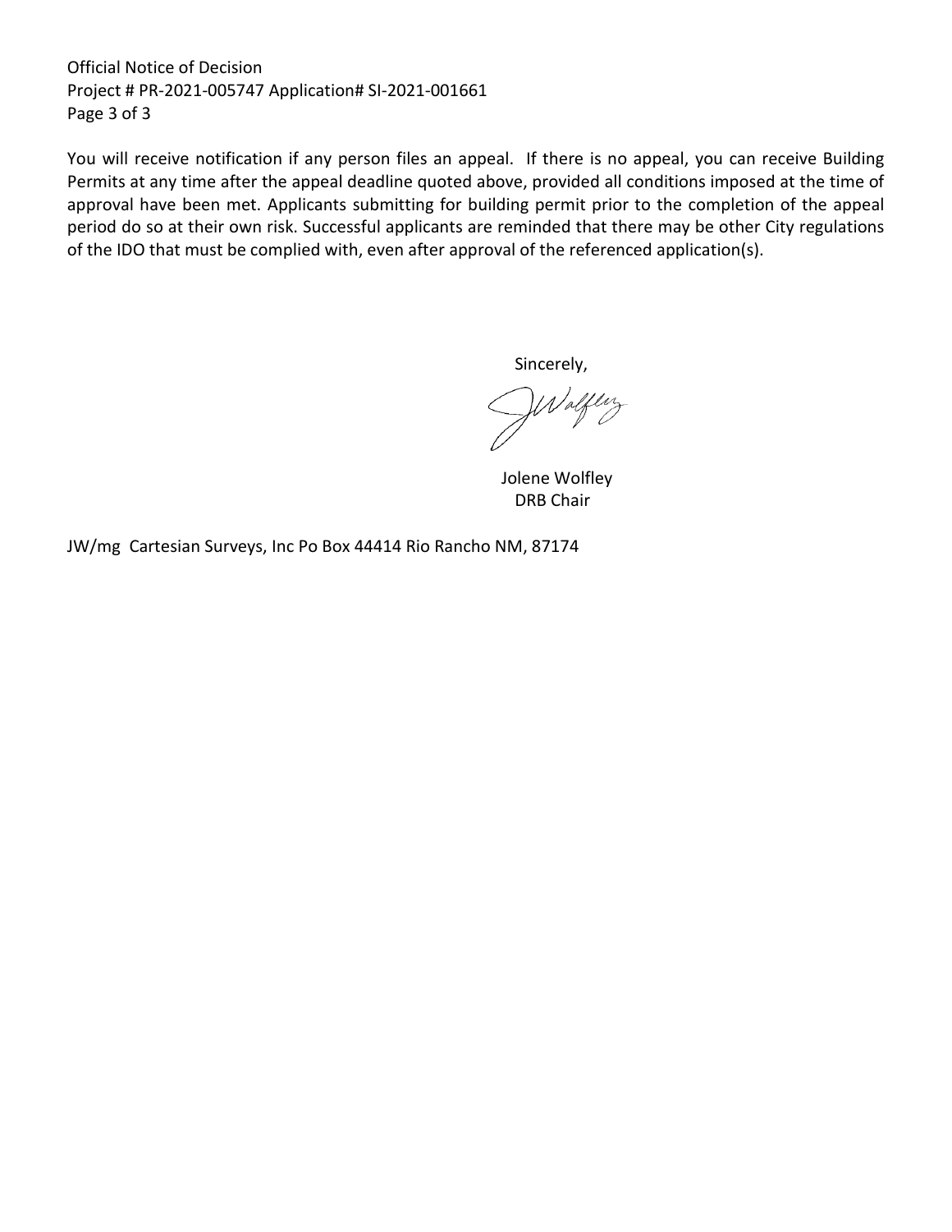You will receive notification if any person files an appeal. If there is no appeal, you can receive Building Permits at any time after the appeal deadline quoted above, provided all conditions imposed at the time of approval have been met. Applicants submitting for building permit prior to the completion of the appeal period do so at their own risk. Successful applicants are reminded that there may be other City regulations of the IDO that must be complied with, even after approval of the referenced application(s).

Sincerely,

Jolene Wolfley
DRB Chair

JW/mg Cartesian Surveys, Inc Po Box 44414 Rio Rancho NM, 87174